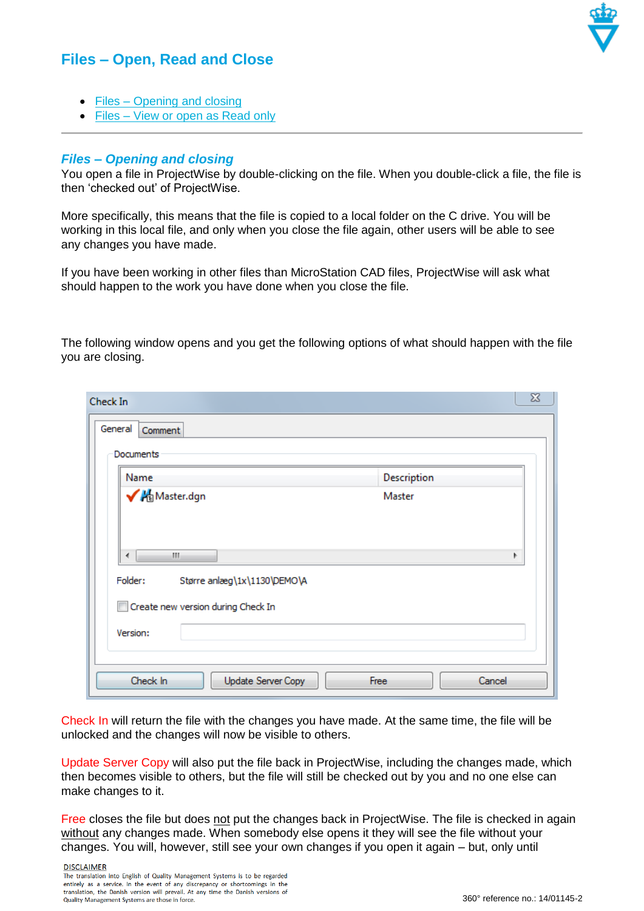# Files – Open, Read and Close

- Files – Opening and closing
- Files – View or open as Read only

---

## *Files – Opening and closing*

You open a file in ProjectWise by double-clicking on the file. When you double-click a file, the file is then 'checked out' of ProjectWise.

More specifically, this means that the file is copied to a local folder on the C drive. You will be working in this local file, and only when you close the file again, other users will be able to see any changes you have made.

If you have been working in other files than MicroStation CAD files, ProjectWise will ask what should happen to the work you have done when you close the file.

The following window opens and you get the following options of what should happen with the file you are closing.

Check In will return the file with the changes you have made. At the same time, the file will be unlocked and the changes will now be visible to others.

Update Server Copy will also put the file back in ProjectWise, including the changes made, which then becomes visible to others, but the file will still be checked out by you and no one else can make changes to it.

Free closes the file but does not put the changes back in ProjectWise. The file is checked in again without any changes made. When somebody else opens it they will see the file without your changes. You will, however, still see your own changes if you open it again – but, only until

DISCLAIMER
The translation into English of Quality Management Systems is to be regarded entirely as a service. In the event of any discrepancy or shortcomings in the translation, the Danish version will prevail. At any time the Danish versions of Quality Management Systems are those in force.

360° reference no.: 14/01145-2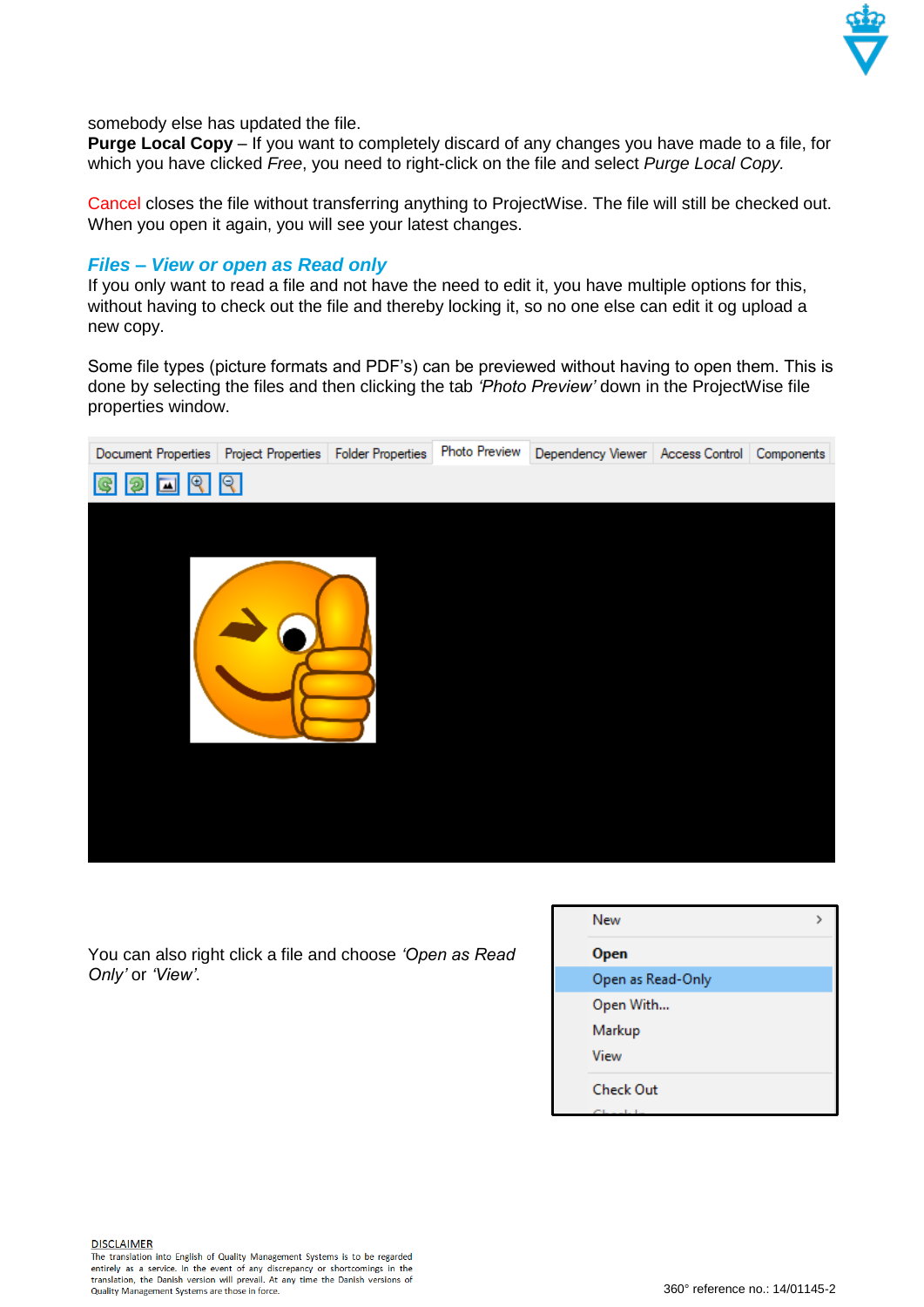somebody else has updated the file.
**Purge Local Copy** – If you want to completely discard of any changes you have made to a file, for which you have clicked *Free*, you need to right-click on the file and select *Purge Local Copy.*

Cancel closes the file without transferring anything to ProjectWise. The file will still be checked out. When you open it again, you will see your latest changes.

### *Files – View or open as Read only*

If you only want to read a file and not have the need to edit it, you have multiple options for this, without having to check out the file and thereby locking it, so no one else can edit it og upload a new copy.

Some file types (picture formats and PDF's) can be previewed without having to open them. This is done by selecting the files and then clicking the tab *'Photo Preview'* down in the ProjectWise file properties window.

Document Properties | Project Properties | Folder Properties | Photo Preview | Dependency Viewer | Access Control | Components

You can also right click a file and choose *'Open as Read Only'* or *'View'*.

New
Open
Open as Read-Only
Open With...
Markup
View
Check Out

DISCLAIMER
The translation into English of Quality Management Systems is to be regarded entirely as a service. In the event of any discrepancy or shortcomings in the translation, the Danish version will prevail. At any time the Danish versions of Quality Management Systems are those in force.

360° reference no.: 14/01145-2